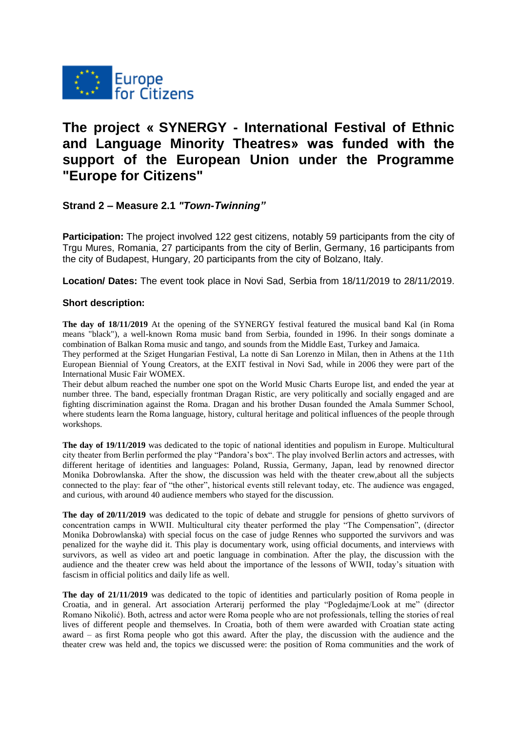Europe for Citizens

# The project « SYNERGY - International Festival of Ethnic and Language Minority Theatres» was funded with the support of the European Union under the Programme "Europe for Citizens"

### Strand 2 – Measure 2.1 *"Town-Twinning"*

**Participation:** The project involved 122 gest citizens, notably 59 participants from the city of Trgu Mures, Romania, 27 participants from the city of Berlin, Germany, 16 participants from the city of Budapest, Hungary, 20 participants from the city of Bolzano, Italy.

**Location/ Dates:** The event took place in Novi Sad, Serbia from 18/11/2019 to 28/11/2019.

### Short description:

**The day of 18/11/2019** At the opening of the SYNERGY festival featured the musical band Kal (in Roma means "black"), a well-known Roma music band from Serbia, founded in 1996. In their songs dominate a combination of Balkan Roma music and tango, and sounds from the Middle East, Turkey and Jamaica.
They performed at the Sziget Hungarian Festival, La notte di San Lorenzo in Milan, then in Athens at the 11th European Biennial of Young Creators, at the EXIT festival in Novi Sad, while in 2006 they were part of the International Music Fair WOMEX.
Their debut album reached the number one spot on the World Music Charts Europe list, and ended the year at number three. The band, especially frontman Dragan Ristic, are very politically and socially engaged and are fighting discrimination against the Roma. Dragan and his brother Dusan founded the Amala Summer School, where students learn the Roma language, history, cultural heritage and political influences of the people through workshops.

**The day of 19/11/2019** was dedicated to the topic of national identities and populism in Europe. Multicultural city theater from Berlin performed the play "Pandora's box". The play involved Berlin actors and actresses, with different heritage of identities and languages: Poland, Russia, Germany, Japan, lead by renowned director Monika Dobrowlanska. After the show, the discussion was held with the theater crew,about all the subjects connected to the play: fear of "the other", historical events still relevant today, etc. The audience was engaged, and curious, with around 40 audience members who stayed for the discussion.

**The day of 20/11/2019** was dedicated to the topic of debate and struggle for pensions of ghetto survivors of concentration camps in WWII. Multicultural city theater performed the play "The Compensation", (director Monika Dobrowlanska) with special focus on the case of judge Rennes who supported the survivors and was penalized for the wayhe did it. This play is documentary work, using official documents, and interviews with survivors, as well as video art and poetic language in combination. After the play, the discussion with the audience and the theater crew was held about the importance of the lessons of WWII, today's situation with fascism in official politics and daily life as well.

**The day of 21/11/2019** was dedicated to the topic of identities and particularly position of Roma people in Croatia, and in general. Art association Arterarij performed the play "Pogledajme/Look at me" (director Romano Nikolić). Both, actress and actor were Roma people who are not professionals, telling the stories of real lives of different people and themselves. In Croatia, both of them were awarded with Croatian state acting award – as first Roma people who got this award. After the play, the discussion with the audience and the theater crew was held and, the topics we discussed were: the position of Roma communities and the work of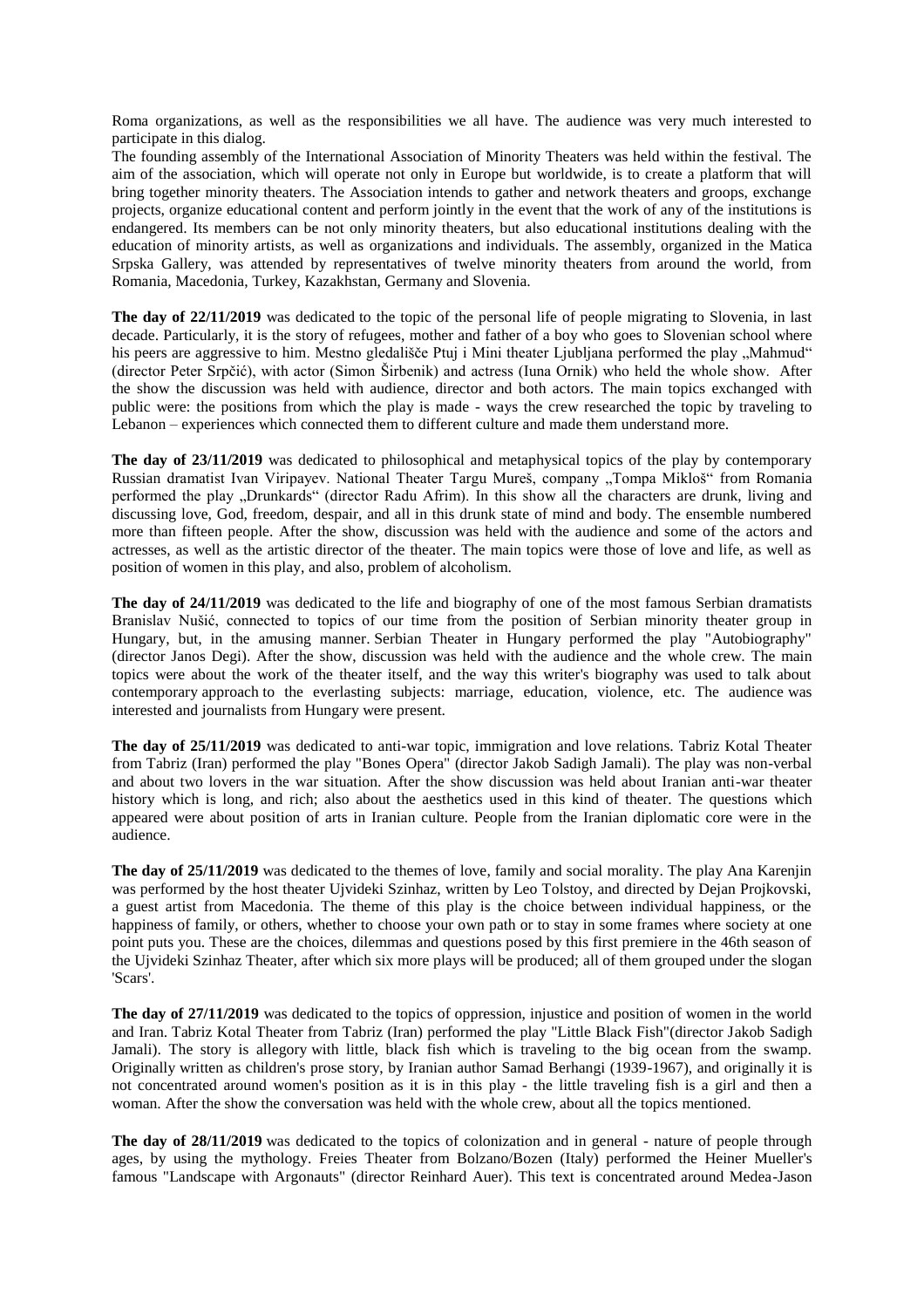Roma organizations, as well as the responsibilities we all have. The audience was very much interested to participate in this dialog.

The founding assembly of the International Association of Minority Theaters was held within the festival. The aim of the association, which will operate not only in Europe but worldwide, is to create a platform that will bring together minority theaters. The Association intends to gather and network theaters and groops, exchange projects, organize educational content and perform jointly in the event that the work of any of the institutions is endangered. Its members can be not only minority theaters, but also educational institutions dealing with the education of minority artists, as well as organizations and individuals. The assembly, organized in the Matica Srpska Gallery, was attended by representatives of twelve minority theaters from around the world, from Romania, Macedonia, Turkey, Kazakhstan, Germany and Slovenia.

**The day of 22/11/2019** was dedicated to the topic of the personal life of people migrating to Slovenia, in last decade. Particularly, it is the story of refugees, mother and father of a boy who goes to Slovenian school where his peers are aggressive to him. Mestno gledališče Ptuj i Mini theater Ljubljana performed the play „Mahmud“ (director Peter Srpčić), with actor (Simon Širbenik) and actress (Iuna Ornik) who held the whole show. After the show the discussion was held with audience, director and both actors. The main topics exchanged with public were: the positions from which the play is made - ways the crew researched the topic by traveling to Lebanon – experiences which connected them to different culture and made them understand more.

**The day of 23/11/2019** was dedicated to philosophical and metaphysical topics of the play by contemporary Russian dramatist Ivan Viripayev. National Theater Targu Mureš, company „Tompa Mikloš“ from Romania performed the play „Drunkards“ (director Radu Afrim). In this show all the characters are drunk, living and discussing love, God, freedom, despair, and all in this drunk state of mind and body. The ensemble numbered more than fifteen people. After the show, discussion was held with the audience and some of the actors and actresses, as well as the artistic director of the theater. The main topics were those of love and life, as well as position of women in this play, and also, problem of alcoholism.

**The day of 24/11/2019** was dedicated to the life and biography of one of the most famous Serbian dramatists Branislav Nušić, connected to topics of our time from the position of Serbian minority theater group in Hungary, but, in the amusing manner. Serbian Theater in Hungary performed the play "Autobiography" (director Janos Degi). After the show, discussion was held with the audience and the whole crew. The main topics were about the work of the theater itself, and the way this writer's biography was used to talk about contemporary approach to the everlasting subjects: marriage, education, violence, etc. The audience was interested and journalists from Hungary were present.

**The day of 25/11/2019** was dedicated to anti-war topic, immigration and love relations. Tabriz Kotal Theater from Tabriz (Iran) performed the play "Bones Opera" (director Jakob Sadigh Jamali). The play was non-verbal and about two lovers in the war situation. After the show discussion was held about Iranian anti-war theater history which is long, and rich; also about the aesthetics used in this kind of theater. The questions which appeared were about position of arts in Iranian culture. People from the Iranian diplomatic core were in the audience.

**The day of 25/11/2019** was dedicated to the themes of love, family and social morality. The play Ana Karenjin was performed by the host theater Ujvideki Szinhaz, written by Leo Tolstoy, and directed by Dejan Projkovski, a guest artist from Macedonia. The theme of this play is the choice between individual happiness, or the happiness of family, or others, whether to choose your own path or to stay in some frames where society at one point puts you. These are the choices, dilemmas and questions posed by this first premiere in the 46th season of the Ujvideki Szinhaz Theater, after which six more plays will be produced; all of them grouped under the slogan 'Scars'.

**The day of 27/11/2019** was dedicated to the topics of oppression, injustice and position of women in the world and Iran. Tabriz Kotal Theater from Tabriz (Iran) performed the play "Little Black Fish"(director Jakob Sadigh Jamali). The story is allegory with little, black fish which is traveling to the big ocean from the swamp. Originally written as children's prose story, by Iranian author Samad Berhangi (1939-1967), and originally it is not concentrated around women's position as it is in this play - the little traveling fish is a girl and then a woman. After the show the conversation was held with the whole crew, about all the topics mentioned.

**The day of 28/11/2019** was dedicated to the topics of colonization and in general - nature of people through ages, by using the mythology. Freies Theater from Bolzano/Bozen (Italy) performed the Heiner Mueller's famous "Landscape with Argonauts" (director Reinhard Auer). This text is concentrated around Medea-Jason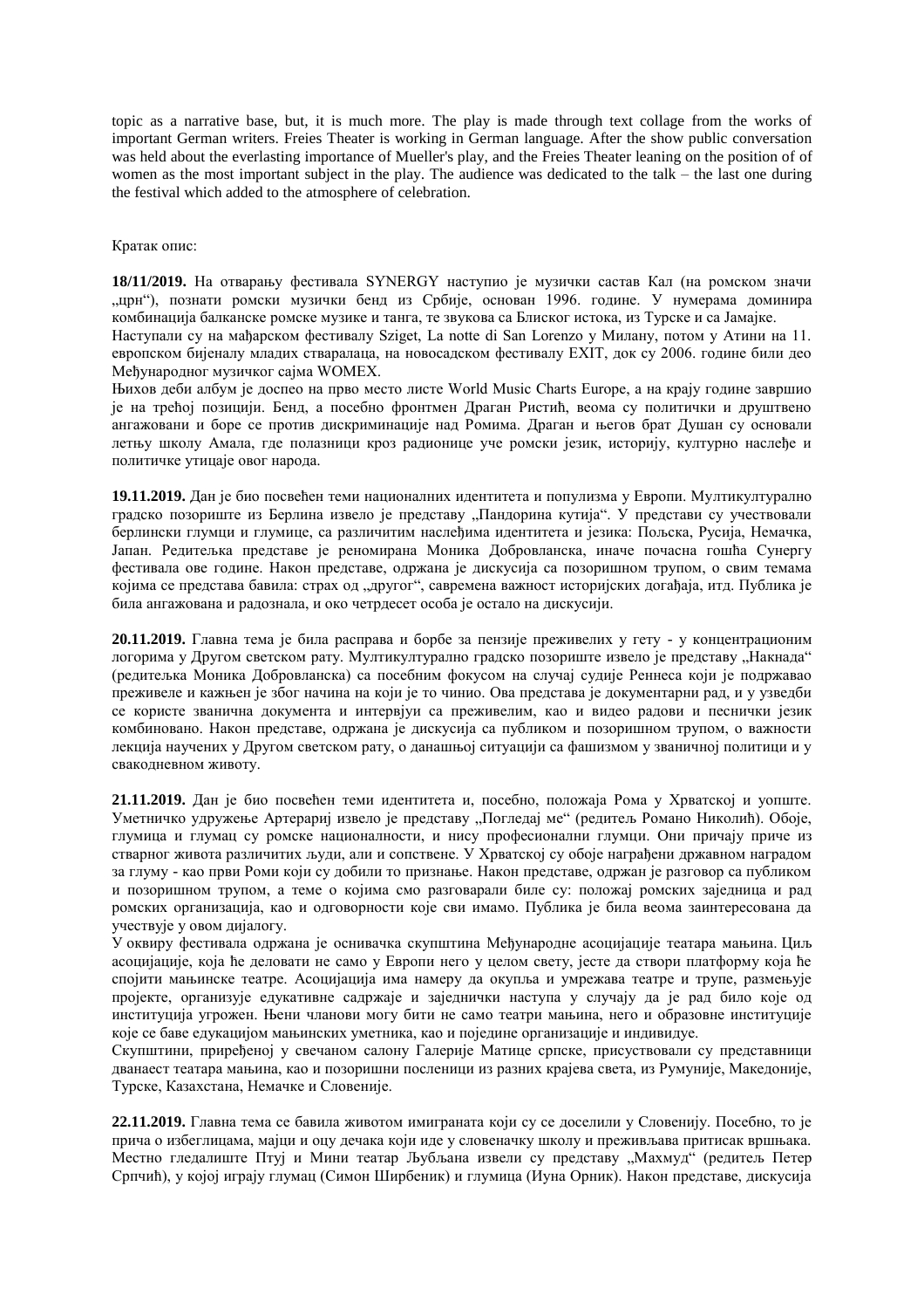topic as a narrative base, but, it is much more. The play is made through text collage from the works of important German writers. Freies Theater is working in German language. After the show public conversation was held about the everlasting importance of Mueller's play, and the Freies Theater leaning on the position of of women as the most important subject in the play. The audience was dedicated to the talk – the last one during the festival which added to the atmosphere of celebration.

Кратак опис:

**18/11/2019.** На отварању фестивала SYNERGY наступио је музички састав Кал (на ромском значи „црн"), познати ромски музички бенд из Србије, основан 1996. године. У нумерама доминира комбинација балканске ромске музике и танга, те звукова са Блиског истока, из Турске и са Јамајке.
Наступали су на мађарском фестивалу Sziget, La notte di San Lorenzo у Милану, потом у Атини на 11. европском бијеналу младих стваралаца, на новосадском фестивалу EXIT, док су 2006. године били део Међународног музичког сајма WOMEX.
Њихов деби албум је доспео на прво место листе World Music Charts Europe, а на крају године завршио је на трећој позицији. Бенд, а посебно фронтмен Драган Ристић, веома су политички и друштвено ангажовани и боре се против дискриминације над Ромима. Драган и његов брат Душан су основали летњу школу Амала, где полазници кроз радионице уче ромски језик, историју, културно наслеђе и политичке утицаје овог народа.

**19.11.2019.** Дан је био посвећен теми националних идентитета и популизма у Европи. Мултикултурално градско позориште из Берлина извело је представу „Пандорина кутија". У представи су учествовали берлински глумци и глумице, са различитим наслеђима идентитета и језика: Пољска, Русија, Немачка, Јапан. Редитељка представе је реномирана Моника Добровланска, иначе почасна гошћа Сунергу фестивала ове године. Након представе, одржана је дискусија са позоришном трупом, о свим темама којима се представа бавила: страх од „другог", савремена важност историјских догађаја, итд. Публика је била ангажована и радознала, и око четрдесет особа је остало на дискусији.

**20.11.2019.** Главна тема је била расправа и борбе за пензије преживелих у гету - у концентрационим логорима у Другом светском рату. Мултикултурално градско позориште извело је представу „Накнада" (редитељка Моника Добровланска) са посебним фокусом на случај судије Реннеса који је подржавао преживеле и кажњен је због начина на који је то чинио. Ова представа је документарни рад, и у узведби се користе званична документа и интервјуи са преживелим, као и видео радови и песнички језик комбиновано. Након представе, одржана је дискусија са публиком и позоришном трупом, о важности лекција научених у Другом светском рату, о данашњој ситуацији са фашизмом у званичној политици и у свакодневном животу.

**21.11.2019.** Дан је био посвећен теми идентитета и, посебно, положаја Рома у Хрватској и уопште. Уметничко удружење Артерариј извело је представу „Погледај ме" (редитељ Романо Николић). Обоје, глумица и глумац су ромске националности, и нису професионални глумци. Они причају приче из стварног живота различитих људи, али и сопствене. У Хрватској су обоје награђени државном наградом за глуму - као први Роми који су добили то признање. Након представе, одржан је разговор са публиком и позоришном трупом, а теме о којима смо разговарали биле су: положај ромских заједница и рад ромских организација, као и одговорности које сви имамо. Публика је била веома заинтересована да учествује у овом дијалогу.
У оквиру фестивала одржана је оснивачка скупштина Међународне асоцијације театара мањина. Циљ асоцијације, која ће деловати не само у Европи него у целом свету, јесте да створи платформу која ће спојити мањинске театре. Асоцијација има намеру да окупља и умрежава театре и трупе, размењује пројекте, организује едукативне садржаје и заједнички наступа у случају да је рад било које од институција угрожен. Њени чланови могу бити не само театри мањина, него и образовне институције које се баве едукацијом мањинских уметника, као и поједине организације и индивидуе.
Скупштини, приређеној у свечаном салону Галерије Матице српске, присуствовали су представници дванаест театара мањина, као и позоришни посленици из разних крајева света, из Румуније, Македоније, Турске, Казахстана, Немачке и Словеније.

**22.11.2019.** Главна тема се бавила животом имиграната који су се доселили у Словенију. Посебно, то је прича о избеглицама, мајци и оцу дечака који иде у словеначку школу и преживљава притисак вршњака. Местно гледалиште Птуј и Мини театар Љубљана извели су представу „Махмуд" (редитељ Петер Српчић), у којој играју глумац (Симон Ширбеник) и глумица (Иуна Орник). Након представе, дискусија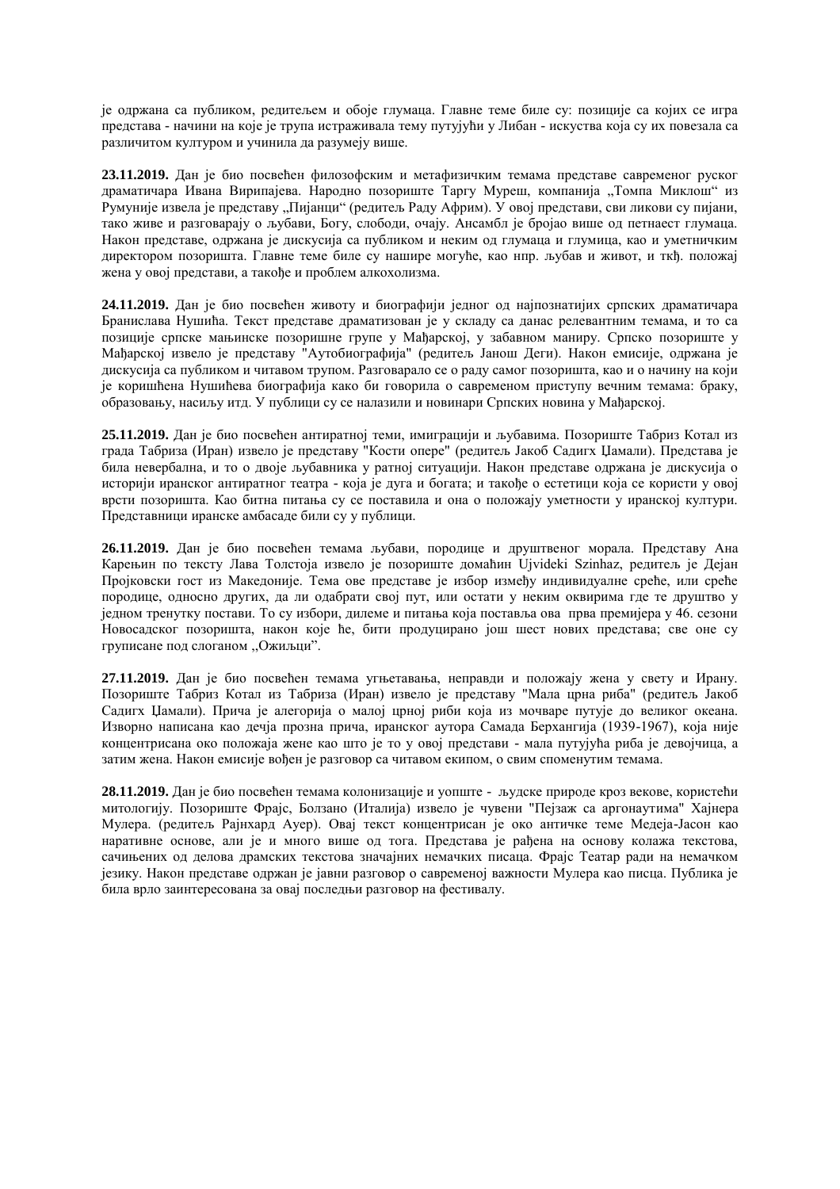је одржана са публиком, редитељем и обоје глумаца. Главне теме биле су: позиције са којих се игра представа - начини на које је трупа истраживала тему путујући у Либан - искуства која су их повезала са различитом културом и учинила да разумеју више.

**23.11.2019.** Дан је био посвећен филозофским и метафизичким темама представе савременог руског драматичара Ивана Вирипајева. Народно позориште Таргу Муреш, компанија „Томпа Миклош" из Румуније извела је представу „Пијанци" (редитељ Раду Африм). У овој представи, сви ликови су пијани, тако живе и разговарају о љубави, Богу, слободи, очају. Ансамбл је бројао више од петнаест глумаца. Након представе, одржана је дискусија са публиком и неким од глумаца и глумица, као и уметничким директором позоришта. Главне теме биле су нашире могуће, као нпр. љубав и живот, и ткђ. положај жена у овој представи, а такође и проблем алкохолизма.

**24.11.2019.** Дан је био посвећен животу и биографији једног од најпознатијих српских драматичара Бранислава Нушића. Текст представе драматизован је у складу са данас релевантним темама, и то са позиције српске мањинске позоришне групе у Мађарској, у забавном маниру. Српско позориште у Мађарској извело је представу "Аутобиографија" (редитељ Јанош Деги). Након емисије, одржана је дискусија са публиком и читавом трупом. Разговарало се о раду самог позоришта, као и о начину на који је коришћена Нушићева биографија како би говорила о савременом приступу вечним темама: браку, образовању, насиљу итд. У публици су се налазили и новинари Српских новина у Мађарској.

**25.11.2019.** Дан је био посвећен антиратној теми, имиграцији и љубавима. Позориште Табриз Котал из града Табриза (Иран) извело је представу "Кости опере" (редитељ Јакоб Садигх Џамали). Представа је била невербална, и то о двоје љубавника у ратној ситуацији. Након представе одржана је дискусија о историји иранског антиратног театра - која је дуга и богата; и такође о естетици која се користи у овој врсти позоришта. Као битна питања су се поставила и она о положају уметности у иранској култури. Представници иранске амбасаде били су у публици.

**26.11.2019.** Дан је био посвећен темама љубави, породице и друштвеног морала. Представу Ана Карењин по тексту Лава Толстоја извело је позориште домаћин Ujvideki Szinhaz, редитељ је Дејан Пројковски гост из Македоније. Тема ове представе је избор између индивидуалне среће, или среће породице, односно других, да ли одабрати свој пут, или остати у неким оквирима где те друштво у једном тренутку постави. То су избори, дилеме и питања која поставља ова прва премијера у 46. сезони Новосадског позоришта, након које ће, бити продуцирано још шест нових представа; све оне су груписане под слоганом „Ожиљци".

**27.11.2019.** Дан је био посвећен темама угњетавања, неправди и положају жена у свету и Ирану. Позориште Табриз Котал из Табриза (Иран) извело је представу "Мала црна риба" (редитељ Јакоб Садигх Џамали). Прича је алегорија о малој црној риби која из мочваре путује до великог океана. Изворно написана као дечја прозна прича, иранског аутора Самада Берхангија (1939-1967), која није концентрисана око положаја жене као што је то у овој представи - мала путујућа риба је девојчица, а затим жена. Након емисије вођен је разговор са читавом екипом, о свим споменутим темама.

**28.11.2019.** Дан је био посвећен темама колонизације и уопште - људске природе кроз векове, користећи митологију. Позориште Фрајс, Болзано (Италија) извело је чувени "Пејзаж са аргонаутима" Хајнера Мулера. (редитељ Рајнхард Ауер). Овај текст концентрисан је око античке теме Медеја-Јасон као наративне основе, али је и много више од тога. Представа је рађена на основу колажа текстова, сачињених од делова драмских текстова значајних немачких писаца. Фрајс Театар ради на немачком језику. Након представе одржан је јавни разговор о савременој важности Мулера као писца. Публика је била врло заинтересована за овај последњи разговор на фестивалу.